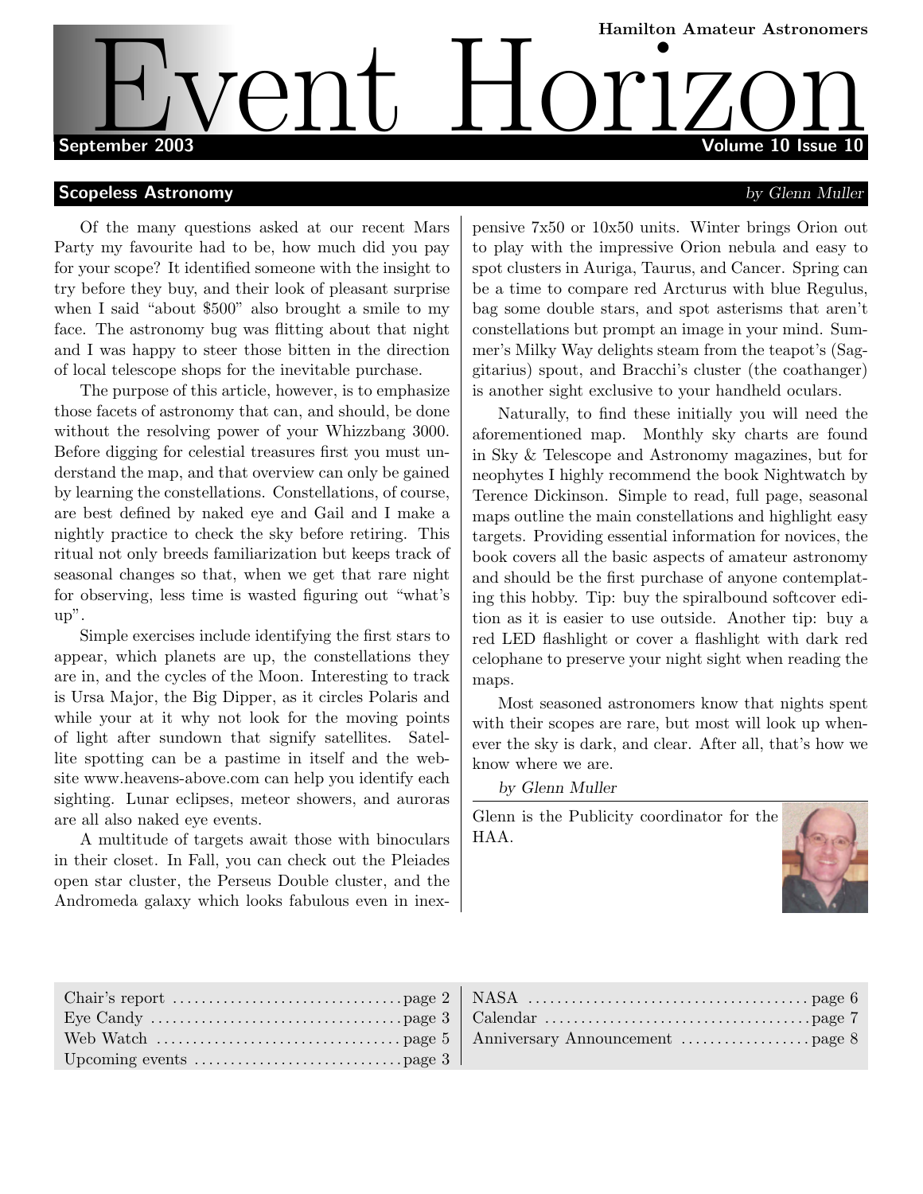Hamilton Amateur Astronomers

# Event Horizon

September 2003 — Volume 10 Issue 10

## Scopeless Astronomy

*by Glenn Muller*

Of the many questions asked at our recent Mars Party my favourite had to be, how much did you pay for your scope? It identified someone with the insight to try before they buy, and their look of pleasant surprise when I said "about $500" also brought a smile to my face. The astronomy bug was flitting about that night and I was happy to steer those bitten in the direction of local telescope shops for the inevitable purchase.

The purpose of this article, however, is to emphasize those facets of astronomy that can, and should, be done without the resolving power of your Whizzbang 3000. Before digging for celestial treasures first you must understand the map, and that overview can only be gained by learning the constellations. Constellations, of course, are best defined by naked eye and Gail and I make a nightly practice to check the sky before retiring. This ritual not only breeds familiarization but keeps track of seasonal changes so that, when we get that rare night for observing, less time is wasted figuring out "what's up".

Simple exercises include identifying the first stars to appear, which planets are up, the constellations they are in, and the cycles of the Moon. Interesting to track is Ursa Major, the Big Dipper, as it circles Polaris and while your at it why not look for the moving points of light after sundown that signify satellites. Satellite spotting can be a pastime in itself and the website www.heavens-above.com can help you identify each sighting. Lunar eclipses, meteor showers, and auroras are all also naked eye events.

A multitude of targets await those with binoculars in their closet. In Fall, you can check out the Pleiades open star cluster, the Perseus Double cluster, and the Andromeda galaxy which looks fabulous even in inexpensive 7x50 or 10x50 units. Winter brings Orion out to play with the impressive Orion nebula and easy to spot clusters in Auriga, Taurus, and Cancer. Spring can be a time to compare red Arcturus with blue Regulus, bag some double stars, and spot asterisms that aren't constellations but prompt an image in your mind. Summer's Milky Way delights steam from the teapot's (Sagittarius) spout, and Bracchi's cluster (the coathanger) is another sight exclusive to your handheld oculars.

Naturally, to find these initially you will need the aforementioned map. Monthly sky charts are found in Sky & Telescope and Astronomy magazines, but for neophytes I highly recommend the book Nightwatch by Terence Dickinson. Simple to read, full page, seasonal maps outline the main constellations and highlight easy targets. Providing essential information for novices, the book covers all the basic aspects of amateur astronomy and should be the first purchase of anyone contemplating this hobby. Tip: buy the spiralbound softcover edition as it is easier to use outside. Another tip: buy a red LED flashlight or cover a flashlight with dark red celophane to preserve your night sight when reading the maps.

Most seasoned astronomers know that nights spent with their scopes are rare, but most will look up whenever the sky is dark, and clear. After all, that's how we know where we are.

*by Glenn Muller*

Glenn is the Publicity coordinator for the HAA.

| | |
|---|---|
| Chair's report ... page 2 | NASA ... page 6 |
| Eye Candy ... page 3 | Calendar ... page 7 |
| Web Watch ... page 5 | Anniversary Announcement ... page 8 |
| Upcoming events ... page 3 | |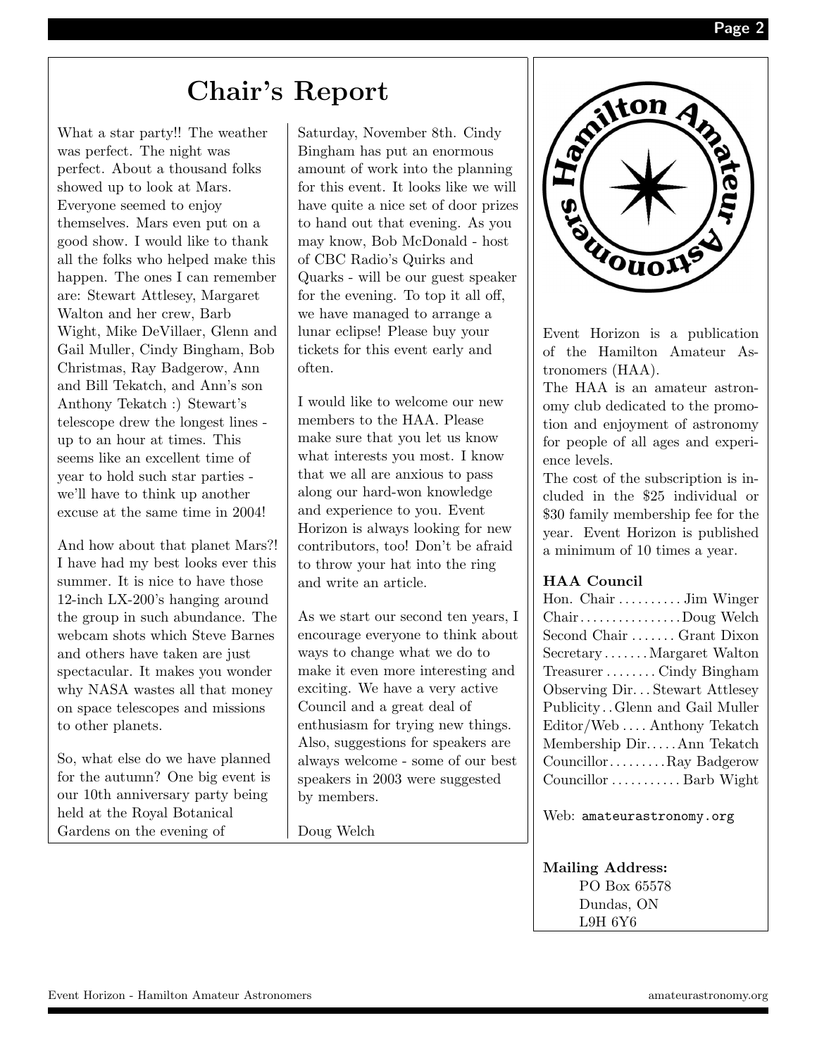## Chair's Report

What a star party!! The weather was perfect. The night was perfect. About a thousand folks showed up to look at Mars. Everyone seemed to enjoy themselves. Mars even put on a good show. I would like to thank all the folks who helped make this happen. The ones I can remember are: Stewart Attlesey, Margaret Walton and her crew, Barb Wight, Mike DeVillaer, Glenn and Gail Muller, Cindy Bingham, Bob Christmas, Ray Badgerow, Ann and Bill Tekatch, and Ann's son Anthony Tekatch :) Stewart's telescope drew the longest lines - up to an hour at times. This seems like an excellent time of year to hold such star parties - we'll have to think up another excuse at the same time in 2004!

And how about that planet Mars?! I have had my best looks ever this summer. It is nice to have those 12-inch LX-200's hanging around the group in such abundance. The webcam shots which Steve Barnes and others have taken are just spectacular. It makes you wonder why NASA wastes all that money on space telescopes and missions to other planets.

So, what else do we have planned for the autumn? One big event is our 10th anniversary party being held at the Royal Botanical Gardens on the evening of Saturday, November 8th. Cindy Bingham has put an enormous amount of work into the planning for this event. It looks like we will have quite a nice set of door prizes to hand out that evening. As you may know, Bob McDonald - host of CBC Radio's Quirks and Quarks - will be our guest speaker for the evening. To top it all off, we have managed to arrange a lunar eclipse! Please buy your tickets for this event early and often.

I would like to welcome our new members to the HAA. Please make sure that you let us know what interests you most. I know that we all are anxious to pass along our hard-won knowledge and experience to you. Event Horizon is always looking for new contributors, too! Don't be afraid to throw your hat into the ring and write an article.

As we start our second ten years, I encourage everyone to think about ways to change what we do to make it even more interesting and exciting. We have a very active Council and a great deal of enthusiasm for trying new things. Also, suggestions for speakers are always welcome - some of our best speakers in 2003 were suggested by members.

Doug Welch

---

Hamilton Amateur Astronomers

Event Horizon is a publication of the Hamilton Amateur Astronomers (HAA).

The HAA is an amateur astronomy club dedicated to the promotion and enjoyment of astronomy for people of all ages and experience levels.

The cost of the subscription is included in the $25 individual or $30 family membership fee for the year. Event Horizon is published a minimum of 10 times a year.

**HAA Council**

| Position | Name |
|---|---|
| Hon. Chair | Jim Winger |
| Chair | Doug Welch |
| Second Chair | Grant Dixon |
| Secretary | Margaret Walton |
| Treasurer | Cindy Bingham |
| Observing Dir. | Stewart Attlesey |
| Publicity | Glenn and Gail Muller |
| Editor/Web | Anthony Tekatch |
| Membership Dir. | Ann Tekatch |
| Councillor | Ray Badgerow |
| Councillor | Barb Wight |

Web: amateurastronomy.org

**Mailing Address:**
PO Box 65578
Dundas, ON
L9H 6Y6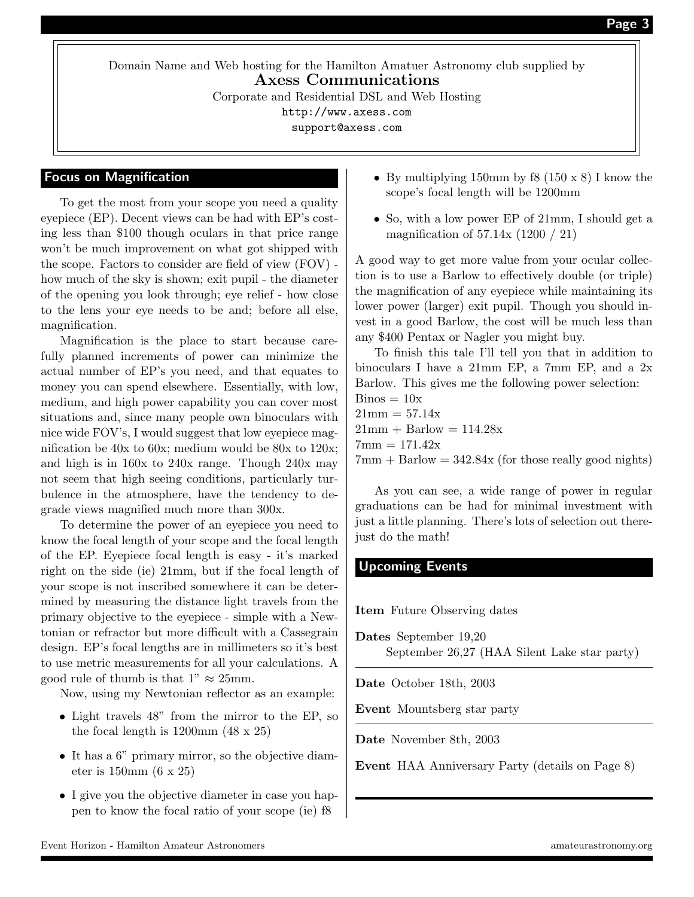Domain Name and Web hosting for the Hamilton Amatuer Astronomy club supplied by

**Axess Communications**

Corporate and Residential DSL and Web Hosting

http://www.axess.com

support@axess.com

## Focus on Magnification

To get the most from your scope you need a quality eyepiece (EP). Decent views can be had with EP's costing less than \$100 though oculars in that price range won't be much improvement on what got shipped with the scope. Factors to consider are field of view (FOV) - how much of the sky is shown; exit pupil - the diameter of the opening you look through; eye relief - how close to the lens your eye needs to be and; before all else, magnification.

Magnification is the place to start because carefully planned increments of power can minimize the actual number of EP's you need, and that equates to money you can spend elsewhere. Essentially, with low, medium, and high power capability you can cover most situations and, since many people own binoculars with nice wide FOV's, I would suggest that low eyepiece magnification be 40x to 60x; medium would be 80x to 120x; and high is in 160x to 240x range. Though 240x may not seem that high seeing conditions, particularly turbulence in the atmosphere, have the tendency to degrade views magnified much more than 300x.

To determine the power of an eyepiece you need to know the focal length of your scope and the focal length of the EP. Eyepiece focal length is easy - it's marked right on the side (ie) 21mm, but if the focal length of your scope is not inscribed somewhere it can be determined by measuring the distance light travels from the primary objective to the eyepiece - simple with a Newtonian or refractor but more difficult with a Cassegrain design. EP's focal lengths are in millimeters so it's best to use metric measurements for all your calculations. A good rule of thumb is that 1" ≈ 25mm.

Now, using my Newtonian reflector as an example:

- Light travels 48" from the mirror to the EP, so the focal length is 1200mm (48 x 25)
- It has a 6" primary mirror, so the objective diameter is 150mm (6 x 25)
- I give you the objective diameter in case you happen to know the focal ratio of your scope (ie) f8
- By multiplying 150mm by f8 (150 x 8) I know the scope's focal length will be 1200mm
- So, with a low power EP of 21mm, I should get a magnification of 57.14x (1200 / 21)

A good way to get more value from your ocular collection is to use a Barlow to effectively double (or triple) the magnification of any eyepiece while maintaining its lower power (larger) exit pupil. Though you should invest in a good Barlow, the cost will be much less than any \$400 Pentax or Nagler you might buy.

To finish this tale I'll tell you that in addition to binoculars I have a 21mm EP, a 7mm EP, and a 2x Barlow. This gives me the following power selection:
Binos = 10x
21mm = 57.14x
21mm + Barlow = 114.28x
7mm = 171.42x
7mm + Barlow = 342.84x (for those really good nights)

As you can see, a wide range of power in regular graduations can be had for minimal investment with just a little planning. There's lots of selection out there-just do the math!

## Upcoming Events

**Item** Future Observing dates

**Dates** September 19,20
September 26,27 (HAA Silent Lake star party)

---

**Date** October 18th, 2003

**Event** Mountsberg star party

---

**Date** November 8th, 2003

**Event** HAA Anniversary Party (details on Page 8)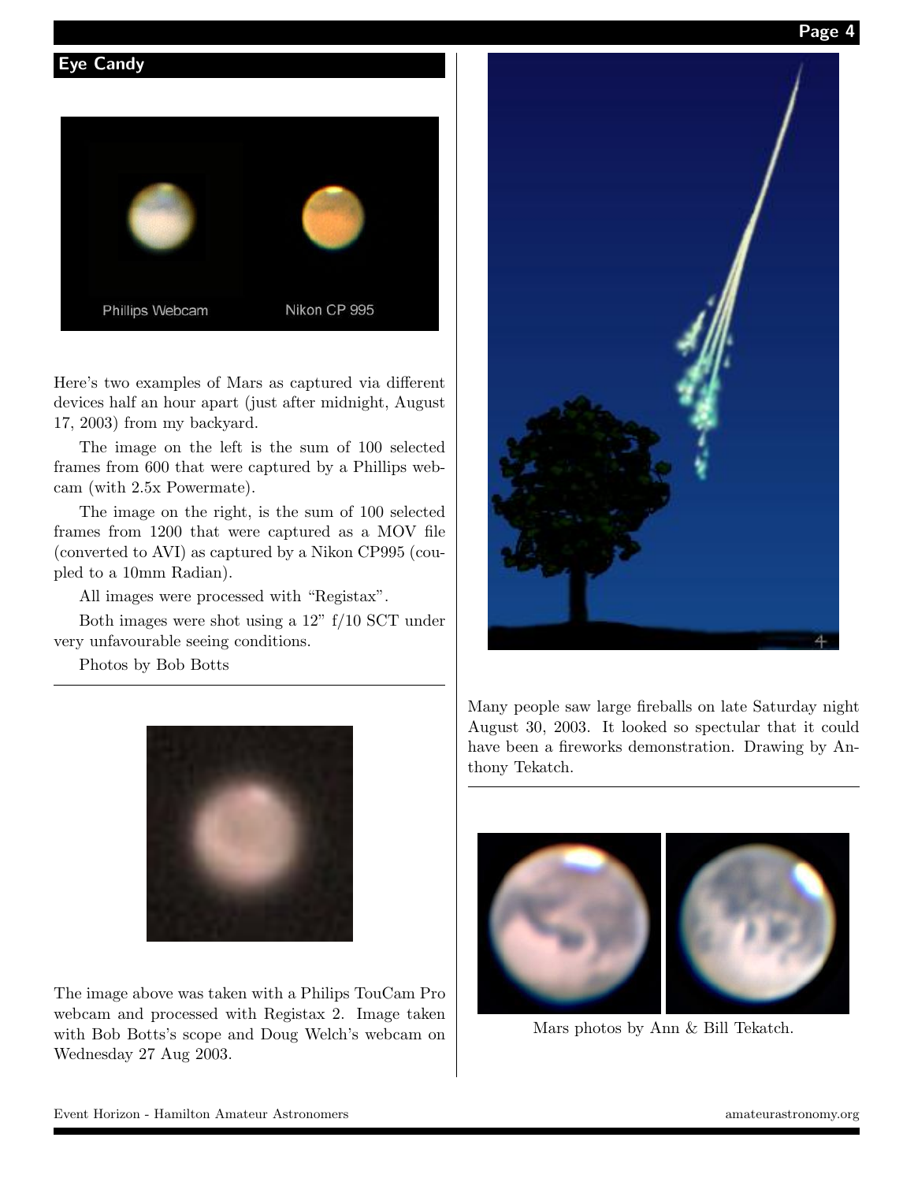## Eye Candy

Phillips Webcam Nikon CP 995

Here's two examples of Mars as captured via different devices half an hour apart (just after midnight, August 17, 2003) from my backyard.

The image on the left is the sum of 100 selected frames from 600 that were captured by a Phillips webcam (with 2.5x Powermate).

The image on the right, is the sum of 100 selected frames from 1200 that were captured as a MOV file (converted to AVI) as captured by a Nikon CP995 (coupled to a 10mm Radian).

All images were processed with "Registax".

Both images were shot using a 12" f/10 SCT under very unfavourable seeing conditions.

Photos by Bob Botts

---

The image above was taken with a Philips TouCam Pro webcam and processed with Registax 2. Image taken with Bob Botts's scope and Doug Welch's webcam on Wednesday 27 Aug 2003.

---

Many people saw large fireballs on late Saturday night August 30, 2003. It looked so spectular that it could have been a fireworks demonstration. Drawing by Anthony Tekatch.

---

Mars photos by Ann & Bill Tekatch.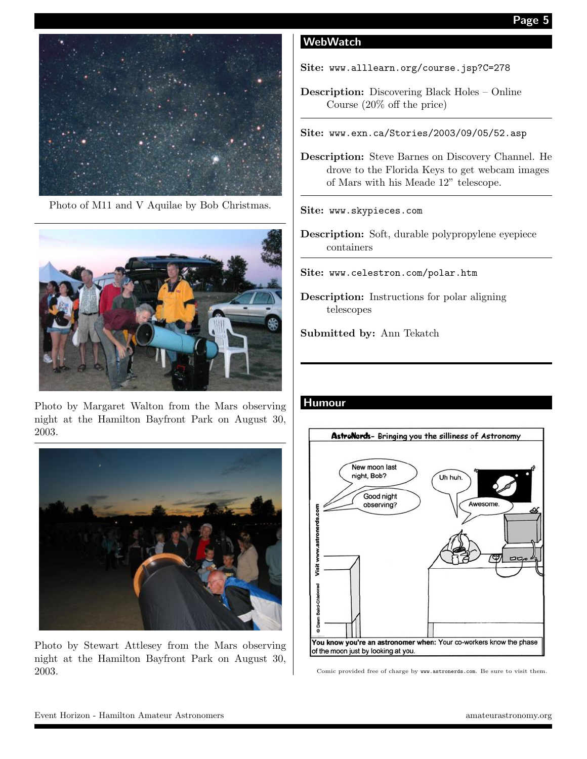Photo of M11 and V Aquilae by Bob Christmas.

Photo by Margaret Walton from the Mars observing night at the Hamilton Bayfront Park on August 30, 2003.

Photo by Stewart Attlesey from the Mars observing night at the Hamilton Bayfront Park on August 30, 2003.

## WebWatch

**Site:** www.alllearn.org/course.jsp?C=278

**Description:** Discovering Black Holes – Online Course (20% off the price)

---

**Site:** www.exn.ca/Stories/2003/09/05/52.asp

**Description:** Steve Barnes on Discovery Channel. He drove to the Florida Keys to get webcam images of Mars with his Meade 12" telescope.

---

**Site:** www.skypieces.com

**Description:** Soft, durable polypropylene eyepiece containers

---

**Site:** www.celestron.com/polar.htm

**Description:** Instructions for polar aligning telescopes

**Submitted by:** Ann Tekatch

## Humour

Comic provided free of charge by www.astronerds.com. Be sure to visit them.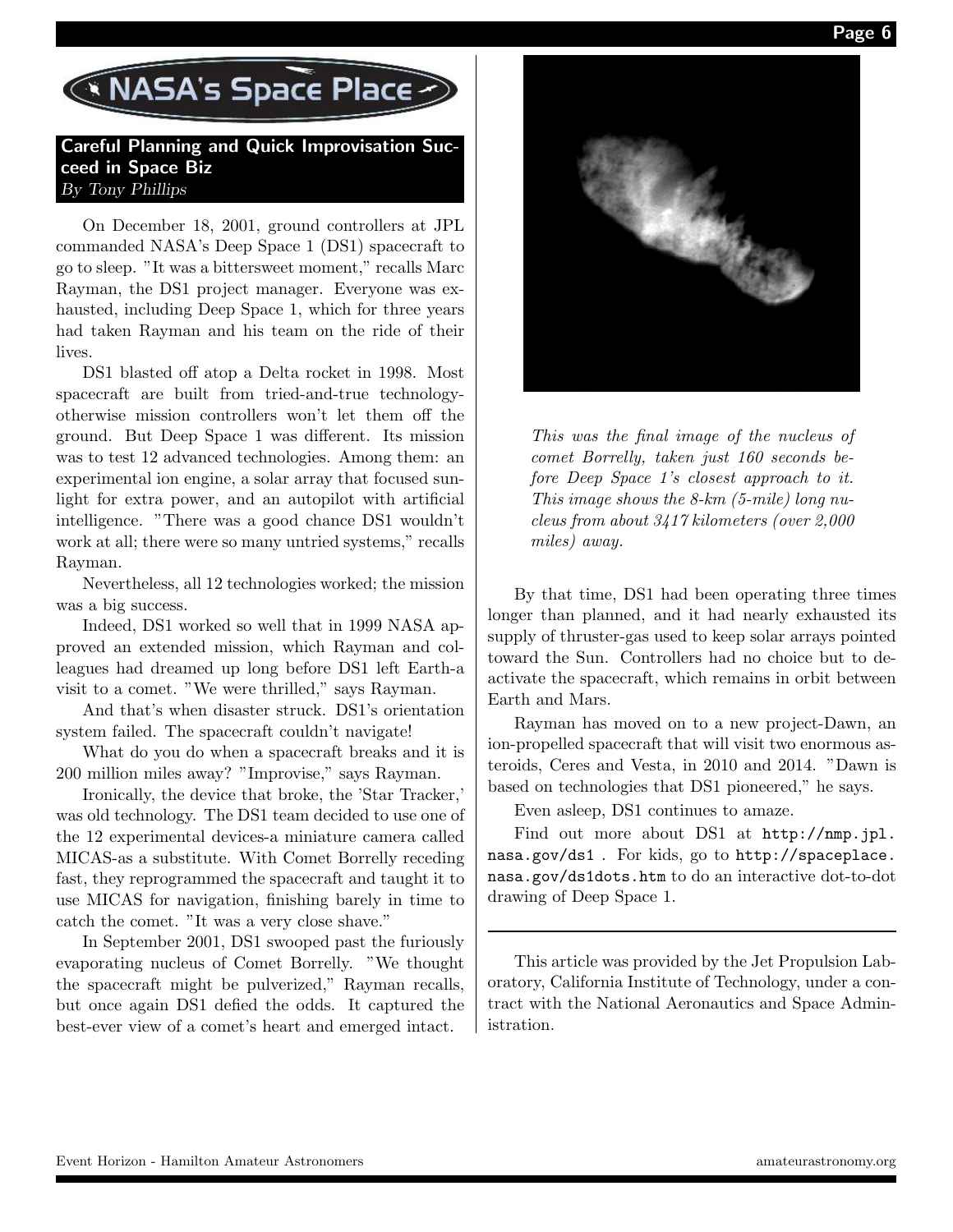NASA's Space Place

## Careful Planning and Quick Improvisation Succeed in Space Biz

*By Tony Phillips*

On December 18, 2001, ground controllers at JPL commanded NASA's Deep Space 1 (DS1) spacecraft to go to sleep. "It was a bittersweet moment," recalls Marc Rayman, the DS1 project manager. Everyone was exhausted, including Deep Space 1, which for three years had taken Rayman and his team on the ride of their lives.

DS1 blasted off atop a Delta rocket in 1998. Most spacecraft are built from tried-and-true technology-otherwise mission controllers won't let them off the ground. But Deep Space 1 was different. Its mission was to test 12 advanced technologies. Among them: an experimental ion engine, a solar array that focused sunlight for extra power, and an autopilot with artificial intelligence. "There was a good chance DS1 wouldn't work at all; there were so many untried systems," recalls Rayman.

Nevertheless, all 12 technologies worked; the mission was a big success.

Indeed, DS1 worked so well that in 1999 NASA approved an extended mission, which Rayman and colleagues had dreamed up long before DS1 left Earth-a visit to a comet. "We were thrilled," says Rayman.

And that's when disaster struck. DS1's orientation system failed. The spacecraft couldn't navigate!

What do you do when a spacecraft breaks and it is 200 million miles away? "Improvise," says Rayman.

Ironically, the device that broke, the 'Star Tracker,' was old technology. The DS1 team decided to use one of the 12 experimental devices-a miniature camera called MICAS-as a substitute. With Comet Borrelly receding fast, they reprogrammed the spacecraft and taught it to use MICAS for navigation, finishing barely in time to catch the comet. "It was a very close shave."

In September 2001, DS1 swooped past the furiously evaporating nucleus of Comet Borrelly. "We thought the spacecraft might be pulverized," Rayman recalls, but once again DS1 defied the odds. It captured the best-ever view of a comet's heart and emerged intact.

*This was the final image of the nucleus of comet Borrelly, taken just 160 seconds before Deep Space 1's closest approach to it. This image shows the 8-km (5-mile) long nucleus from about 3417 kilometers (over 2,000 miles) away.*

By that time, DS1 had been operating three times longer than planned, and it had nearly exhausted its supply of thruster-gas used to keep solar arrays pointed toward the Sun. Controllers had no choice but to deactivate the spacecraft, which remains in orbit between Earth and Mars.

Rayman has moved on to a new project-Dawn, an ion-propelled spacecraft that will visit two enormous asteroids, Ceres and Vesta, in 2010 and 2014. "Dawn is based on technologies that DS1 pioneered," he says.

Even asleep, DS1 continues to amaze.

Find out more about DS1 at http://nmp.jpl.nasa.gov/ds1 . For kids, go to http://spaceplace.nasa.gov/ds1dots.htm to do an interactive dot-to-dot drawing of Deep Space 1.

---

This article was provided by the Jet Propulsion Laboratory, California Institute of Technology, under a contract with the National Aeronautics and Space Administration.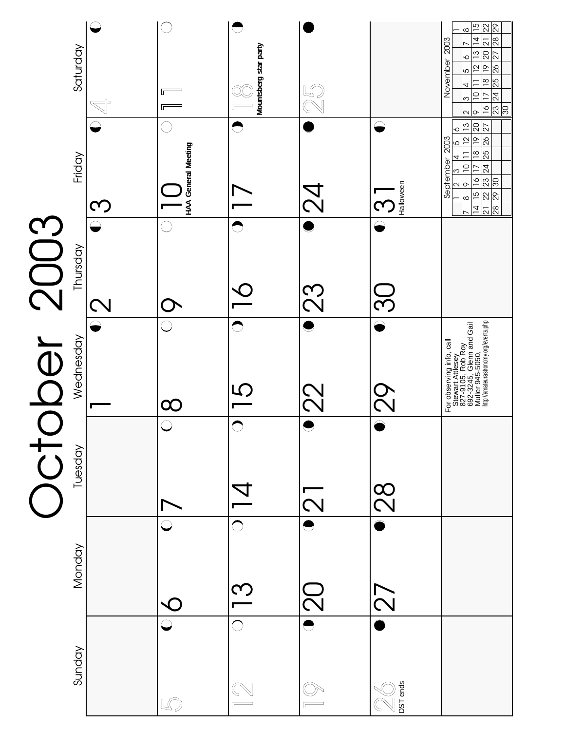# October 2003

| Sunday | Monday | Tuesday | Wednesday | Thursday | Friday | Saturday |
|---|---|---|---|---|---|---|
| | | | 1 | 2 | 3 | 4 |
| 5 | 6 | 7 | 8 | 9 | 10 HAA General Meeting | 11 |
| 12 | 13 | 14 | 15 | 16 | 17 | 18 Mountsberg star party |
| 19 | 20 | 21 | 22 | 23 | 24 | 25 |
| 26 DST ends | 27 | 28 | 29 | 30 | 31 Halloween | |

For observing info, call Stewart Attlesey 827-9105, Rob Roy 692-3245, Glenn and Gail Muller 945-5050, http://amateurastronomy.org/events.php

**September 2003**

| | | | | | | |
|---|---|---|---|---|---|---|
| | 1 | 2 | 3 | 4 | 5 | 6 |
| 7 | 8 | 9 | 10 | 11 | 12 | 13 |
| 14 | 15 | 16 | 17 | 18 | 19 | 20 |
| 21 | 22 | 23 | 24 | 25 | 26 | 27 |
| 28 | 29 | 30 | | | | |

**November 2003**

| | | | | | | |
|---|---|---|---|---|---|---|
| | | | | | | 1 |
| 2 | 3 | 4 | 5 | 6 | 7 | 8 |
| 9 | 10 | 11 | 12 | 13 | 14 | 15 |
| 16 | 17 | 18 | 19 | 20 | 21 | 22 |
| 23 | 24 | 25 | 26 | 27 | 28 | 29 |
| 30 | | | | | | |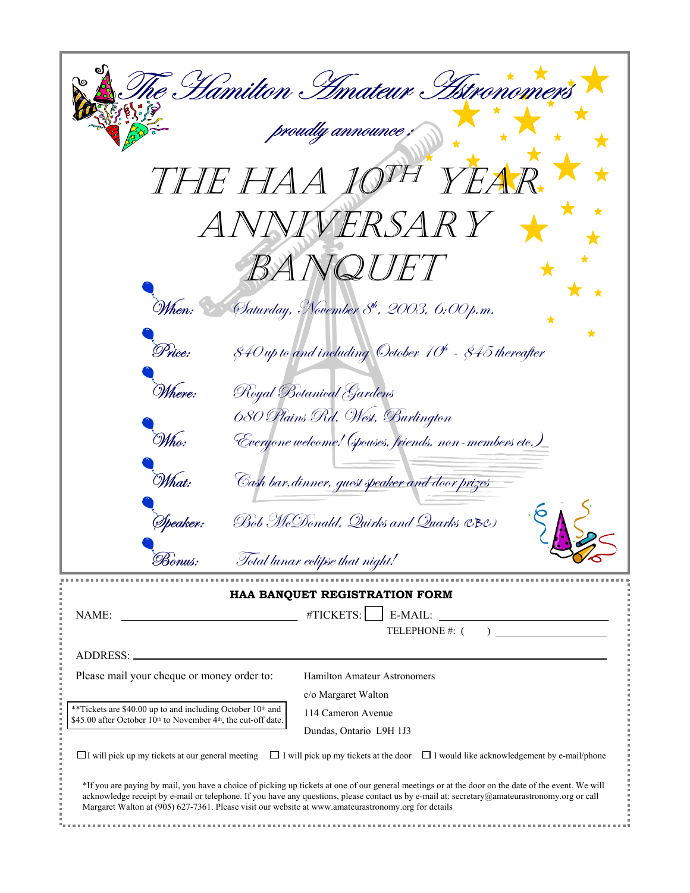*The Hamilton Amateur Astronomers*

*proudly announce :*

# THE HAA 10TH YEAR ANNIVERSARY BANQUET

*When:* *Saturday, November 8th, 2003, 6:00p.m.*

*Price:* *$40 up to and including October 10th - $45 thereafter*

*Where:* *Royal Botanical Gardens*
*680 Plains Rd. West, Burlington*

*Who:* *Everyone welcome! (spouses, friends, non-members etc.)*

*What:* *Cash bar, dinner, guest speaker and door prizes*

*Speaker:* *Bob McDonald, Quirks and Quarks (CBC)*

*Bonus:* *Total lunar eclipse that night!*

---

**HAA BANQUET REGISTRATION FORM**

NAME: ______________________________ #TICKETS: ☐ E-MAIL: ______________________________

TELEPHONE #: (     ) ____________________

ADDRESS: ____________________________________________________________

Please mail your cheque or money order to:

Hamilton Amateur Astronomers
c/o Margaret Walton
114 Cameron Avenue
Dundas, Ontario L9H 1J3

**Tickets are $40.00 up to and including October 10th and $45.00 after October 10th to November 4th, the cut-off date.

☐ I will pick up my tickets at our general meeting ☐ I will pick up my tickets at the door ☐ I would like acknowledgement by e-mail/phone

*If you are paying by mail, you have a choice of picking up tickets at one of our general meetings or at the door on the date of the event. We will acknowledge receipt by e-mail or telephone. If you have any questions, please contact us by e-mail at: secretary@amateurastronomy.org or call Margaret Walton at (905) 627-7361. Please visit our website at www.amateurastronomy.org for details